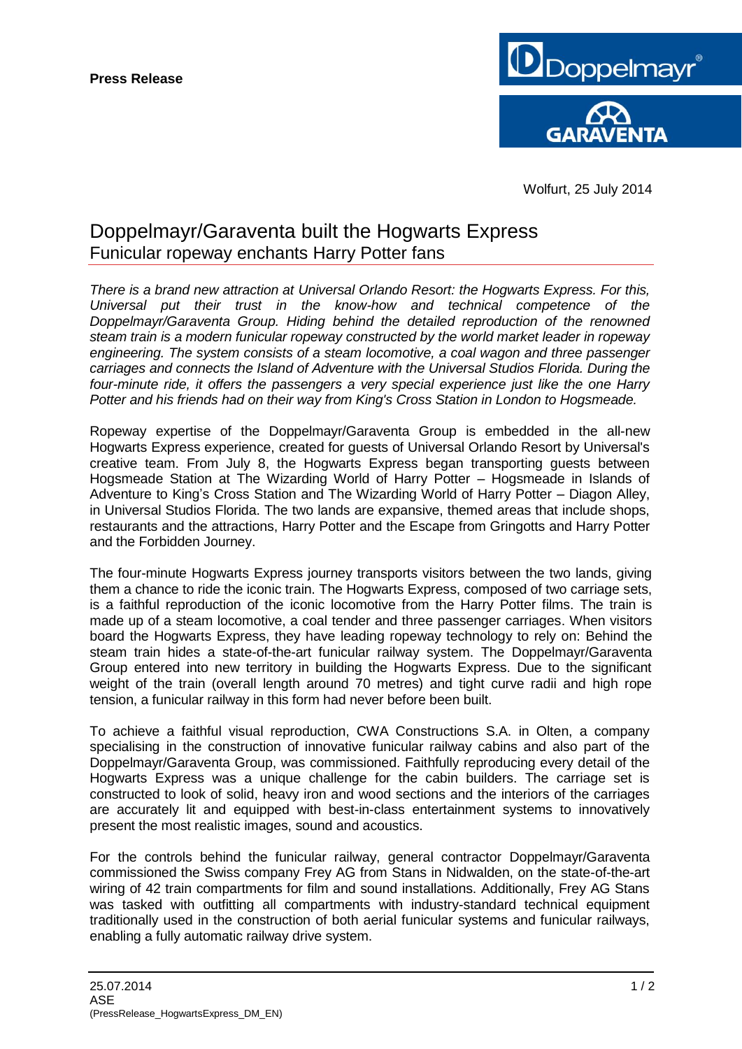**Press Release**

Wolfurt, 25 July 2014

# Doppelmayr/Garaventa built the Hogwarts Express

## Funicular ropeway enchants Harry Potter fans

*There is a brand new attraction at Universal Orlando Resort: the Hogwarts Express. For this, Universal put their trust in the know-how and technical competence of the Doppelmayr/Garaventa Group. Hiding behind the detailed reproduction of the renowned steam train is a modern funicular ropeway constructed by the world market leader in ropeway engineering. The system consists of a steam locomotive, a coal wagon and three passenger carriages and connects the Island of Adventure with the Universal Studios Florida. During the four-minute ride, it offers the passengers a very special experience just like the one Harry Potter and his friends had on their way from King's Cross Station in London to Hogsmeade.*

Ropeway expertise of the Doppelmayr/Garaventa Group is embedded in the all-new Hogwarts Express experience, created for guests of Universal Orlando Resort by Universal's creative team. From July 8, the Hogwarts Express began transporting guests between Hogsmeade Station at The Wizarding World of Harry Potter – Hogsmeade in Islands of Adventure to King's Cross Station and The Wizarding World of Harry Potter – Diagon Alley, in Universal Studios Florida. The two lands are expansive, themed areas that include shops, restaurants and the attractions, Harry Potter and the Escape from Gringotts and Harry Potter and the Forbidden Journey.

The four-minute Hogwarts Express journey transports visitors between the two lands, giving them a chance to ride the iconic train. The Hogwarts Express, composed of two carriage sets, is a faithful reproduction of the iconic locomotive from the Harry Potter films. The train is made up of a steam locomotive, a coal tender and three passenger carriages. When visitors board the Hogwarts Express, they have leading ropeway technology to rely on: Behind the steam train hides a state-of-the-art funicular railway system. The Doppelmayr/Garaventa Group entered into new territory in building the Hogwarts Express. Due to the significant weight of the train (overall length around 70 metres) and tight curve radii and high rope tension, a funicular railway in this form had never before been built.

To achieve a faithful visual reproduction, CWA Constructions S.A. in Olten, a company specialising in the construction of innovative funicular railway cabins and also part of the Doppelmayr/Garaventa Group, was commissioned. Faithfully reproducing every detail of the Hogwarts Express was a unique challenge for the cabin builders. The carriage set is constructed to look of solid, heavy iron and wood sections and the interiors of the carriages are accurately lit and equipped with best-in-class entertainment systems to innovatively present the most realistic images, sound and acoustics.

For the controls behind the funicular railway, general contractor Doppelmayr/Garaventa commissioned the Swiss company Frey AG from Stans in Nidwalden, on the state-of-the-art wiring of 42 train compartments for film and sound installations. Additionally, Frey AG Stans was tasked with outfitting all compartments with industry-standard technical equipment traditionally used in the construction of both aerial funicular systems and funicular railways, enabling a fully automatic railway drive system.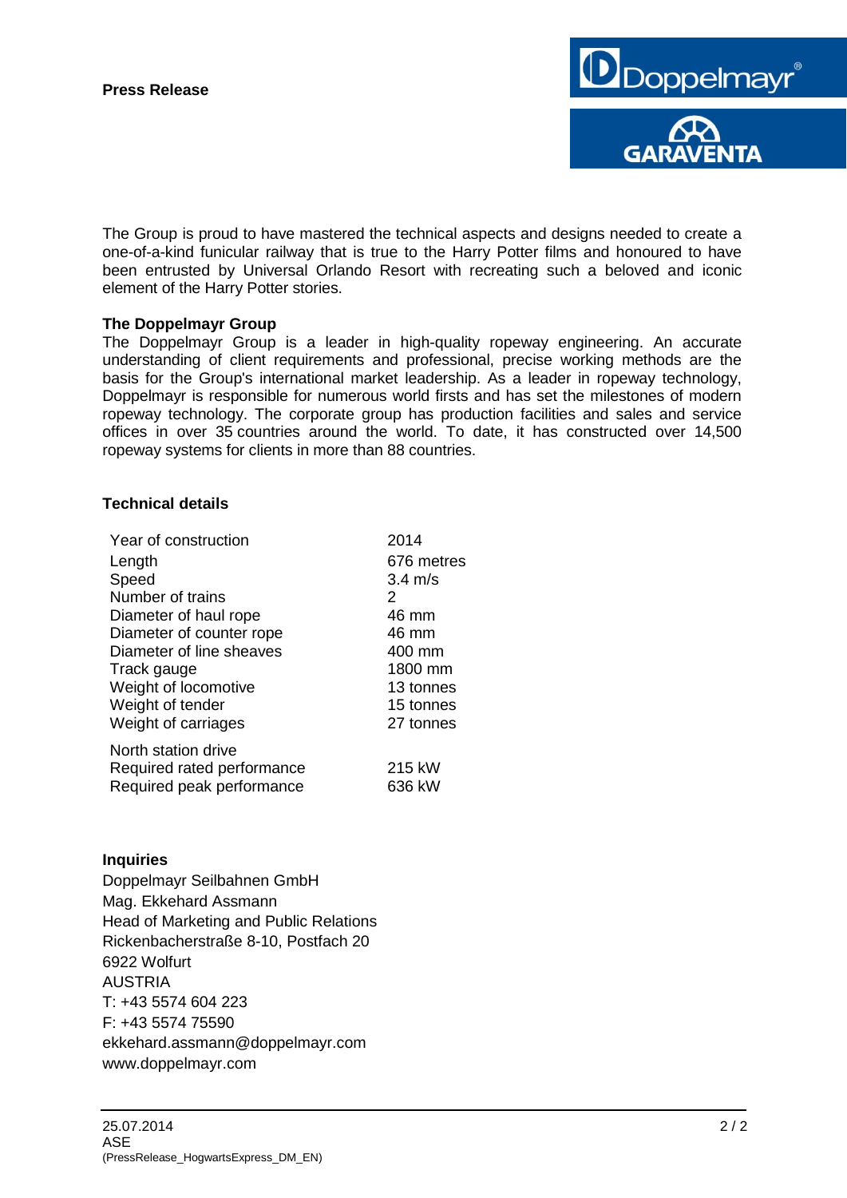**Press Release**

The Group is proud to have mastered the technical aspects and designs needed to create a one-of-a-kind funicular railway that is true to the Harry Potter films and honoured to have been entrusted by Universal Orlando Resort with recreating such a beloved and iconic element of the Harry Potter stories.

**The Doppelmayr Group**

The Doppelmayr Group is a leader in high-quality ropeway engineering. An accurate understanding of client requirements and professional, precise working methods are the basis for the Group's international market leadership. As a leader in ropeway technology, Doppelmayr is responsible for numerous world firsts and has set the milestones of modern ropeway technology. The corporate group has production facilities and sales and service offices in over 35 countries around the world. To date, it has constructed over 14,500 ropeway systems for clients in more than 88 countries.

**Technical details**

| | |
|---|---|
| Year of construction | 2014 |
| Length | 676 metres |
| Speed | 3.4 m/s |
| Number of trains | 2 |
| Diameter of haul rope | 46 mm |
| Diameter of counter rope | 46 mm |
| Diameter of line sheaves | 400 mm |
| Track gauge | 1800 mm |
| Weight of locomotive | 13 tonnes |
| Weight of tender | 15 tonnes |
| Weight of carriages | 27 tonnes |
| North station drive | |
| Required rated performance | 215 kW |
| Required peak performance | 636 kW |

**Inquiries**

Doppelmayr Seilbahnen GmbH
Mag. Ekkehard Assmann
Head of Marketing and Public Relations
Rickenbacherstraße 8-10, Postfach 20
6922 Wolfurt
AUSTRIA
T: +43 5574 604 223
F: +43 5574 75590
ekkehard.assmann@doppelmayr.com
www.doppelmayr.com

25.07.2014
ASE
(PressRelease_HogwartsExpress_DM_EN)